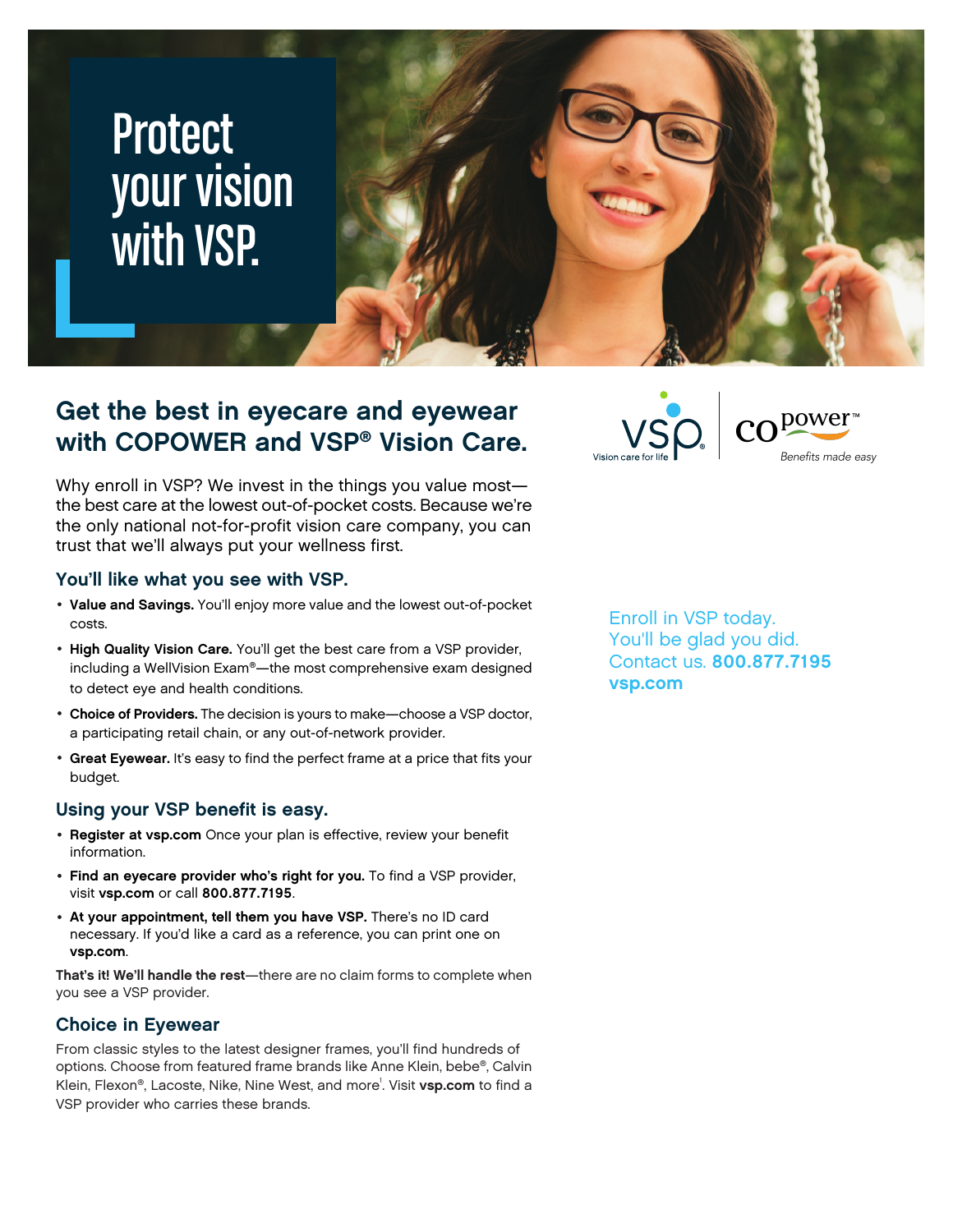# Protect your vision with VSP.

## Get the best in eyecare and eyewear with COPOWER and VSP® Vision Care.

Vision care for life

copower™ *Benefits made easy*

Why enroll in VSP? We invest in the things you value most—the best care at the lowest out-of-pocket costs. Because we're the only national not-for-profit vision care company, you can trust that we'll always put your wellness first.

### You'll like what you see with VSP.

- **Value and Savings.** You'll enjoy more value and the lowest out-of-pocket costs.
- **High Quality Vision Care.** You'll get the best care from a VSP provider, including a WellVision Exam®—the most comprehensive exam designed to detect eye and health conditions.
- **Choice of Providers.** The decision is yours to make—choose a VSP doctor, a participating retail chain, or any out-of-network provider.
- **Great Eyewear.** It's easy to find the perfect frame at a price that fits your budget.

### Using your VSP benefit is easy.

- **Register at vsp.com** Once your plan is effective, review your benefit information.
- **Find an eyecare provider who's right for you.** To find a VSP provider, visit **vsp.com** or call **800.877.7195**.
- **At your appointment, tell them you have VSP.** There's no ID card necessary. If you'd like a card as a reference, you can print one on **vsp.com**.

**That's it! We'll handle the rest**—there are no claim forms to complete when you see a VSP provider.

### Choice in Eyewear

From classic styles to the latest designer frames, you'll find hundreds of options. Choose from featured frame brands like Anne Klein, bebe®, Calvin Klein, Flexon®, Lacoste, Nike, Nine West, and more[1]. Visit **vsp.com** to find a VSP provider who carries these brands.

Enroll in VSP today.
You'll be glad you did.
Contact us. **800.877.7195**
**vsp.com**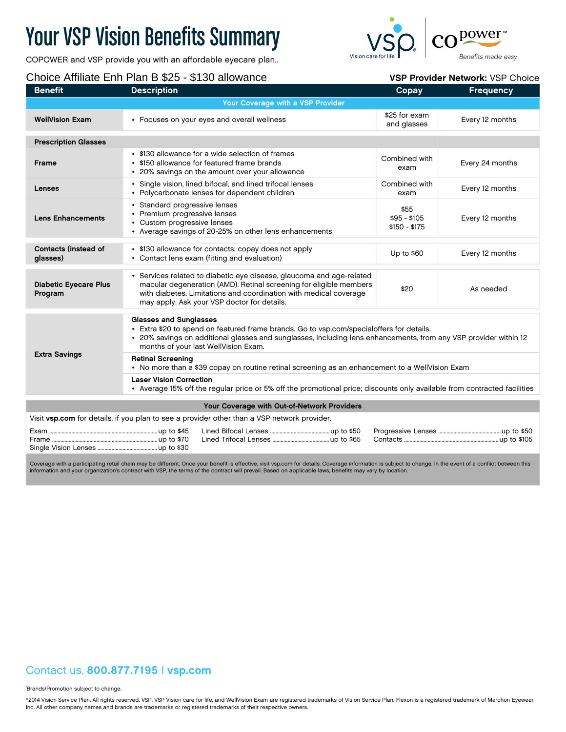# Your VSP Vision Benefits Summary

COPOWER and VSP provide you with an affordable eyecare plan..

Choice Affiliate Enh Plan B $25 - $130 allowance

**VSP Provider Network:** VSP Choice

| Benefit | Description | Copay | Frequency |
|---|---|---|---|
| **Your Coverage with a VSP Provider** | | | |
| **WellVision Exam** | • Focuses on your eyes and overall wellness | $25 for exam and glasses | Every 12 months |
| **Prescription Glasses** | | | |
| **Frame** | • $130 allowance for a wide selection of frames<br>• $150 allowance for featured frame brands<br>• 20% savings on the amount over your allowance | Combined with exam | Every 24 months |
| **Lenses** | • Single vision, lined bifocal, and lined trifocal lenses<br>• Polycarbonate lenses for dependent children | Combined with exam | Every 12 months |
| **Lens Enhancements** | • Standard progressive lenses<br>• Premium progressive lenses<br>• Custom progressive lenses<br>• Average savings of 20-25% on other lens enhancements | $55<br>$95 - $105<br>$150 - $175 | Every 12 months |
| **Contacts (instead of glasses)** | • $130 allowance for contacts; copay does not apply<br>• Contact lens exam (fitting and evaluation) | Up to $60 | Every 12 months |
| **Diabetic Eyecare Plus Program** | • Services related to diabetic eye disease, glaucoma and age-related macular degeneration (AMD). Retinal screening for eligible members with diabetes. Limitations and coordination with medical coverage may apply. Ask your VSP doctor for details. | $20 | As needed |
| **Extra Savings** | **Glasses and Sunglasses**<br>• Extra $20 to spend on featured frame brands. Go to vsp.com/specialoffers for details.<br>• 20% savings on additional glasses and sunglasses, including lens enhancements, from any VSP provider within 12 months of your last WellVision Exam.<br>**Retinal Screening**<br>• No more than a $39 copay on routine retinal screening as an enhancement to a WellVision Exam<br>**Laser Vision Correction**<br>• Average 15% off the regular price or 5% off the promotional price; discounts only available from contracted facilities | | |

**Your Coverage with Out-of-Network Providers**

Visit **vsp.com** for details, if you plan to see a provider other than a VSP network provider.

| | | | | | |
|---|---|---|---|---|---|
| Exam | up to $45 | Lined Bifocal Lenses | up to $50 | Progressive Lenses | up to $50 |
| Frame | up to $70 | Lined Trifocal Lenses | up to $65 | Contacts | up to $105 |
| Single Vision Lenses | up to $30 | | | | |

Coverage with a participating retail chain may be different. Once your benefit is effective, visit vsp.com for details. Coverage information is subject to change. In the event of a conflict between this information and your organization's contract with VSP, the terms of the contract will prevail. Based on applicable laws, benefits may vary by location.

Contact us. **800.877.7195** | **vsp.com**

[1]Brands/Promotion subject to change.

©2014 Vision Service Plan. All rights reserved. VSP, VSP Vision care for life, and WellVision Exam are registered trademarks of Vision Service Plan. Flexon is a registered trademark of Marchon Eyewear, Inc. All other company names and brands are trademarks or registered trademarks of their respective owners.